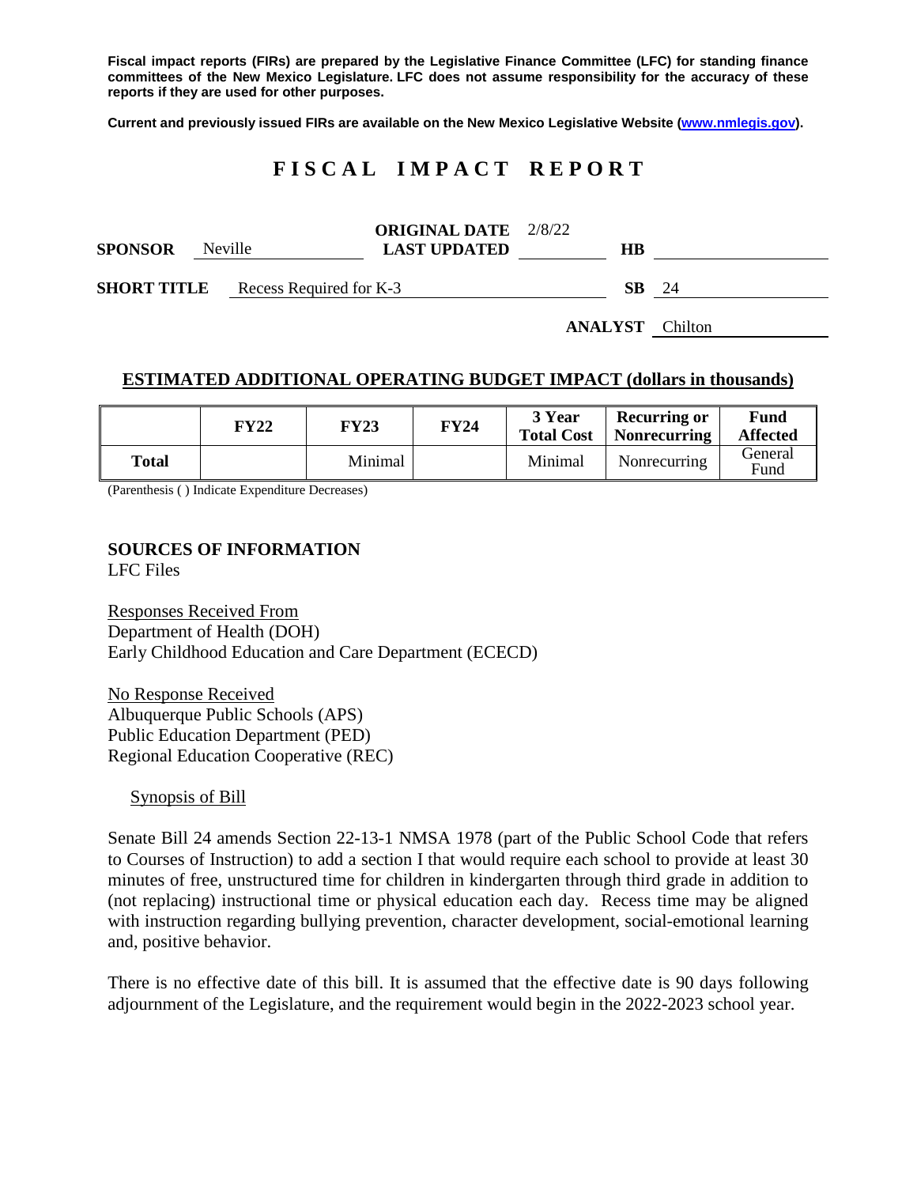**Fiscal impact reports (FIRs) are prepared by the Legislative Finance Committee (LFC) for standing finance committees of the New Mexico Legislature. LFC does not assume responsibility for the accuracy of these reports if they are used for other purposes.**

**Current and previously issued FIRs are available on the New Mexico Legislative Website (www.nmlegis.gov).**

# FISCAL IMPACT REPORT

**SPONSOR** Neville **ORIGINAL DATE** 2/8/22 **LAST UPDATED** **HB**

**SHORT TITLE** Recess Required for K-3 **SB** 24

**ANALYST** Chilton

## ESTIMATED ADDITIONAL OPERATING BUDGET IMPACT (dollars in thousands)

| | FY22 | FY23 | FY24 | 3 Year Total Cost | Recurring or Nonrecurring | Fund Affected |
|---|---|---|---|---|---|---|
| **Total** | | Minimal | | Minimal | Nonrecurring | General Fund |

(Parenthesis ( ) Indicate Expenditure Decreases)

**SOURCES OF INFORMATION**
LFC Files

Responses Received From
Department of Health (DOH)
Early Childhood Education and Care Department (ECECD)

No Response Received
Albuquerque Public Schools (APS)
Public Education Department (PED)
Regional Education Cooperative (REC)

Synopsis of Bill

Senate Bill 24 amends Section 22-13-1 NMSA 1978 (part of the Public School Code that refers to Courses of Instruction) to add a section I that would require each school to provide at least 30 minutes of free, unstructured time for children in kindergarten through third grade in addition to (not replacing) instructional time or physical education each day. Recess time may be aligned with instruction regarding bullying prevention, character development, social-emotional learning and, positive behavior.

There is no effective date of this bill. It is assumed that the effective date is 90 days following adjournment of the Legislature, and the requirement would begin in the 2022-2023 school year.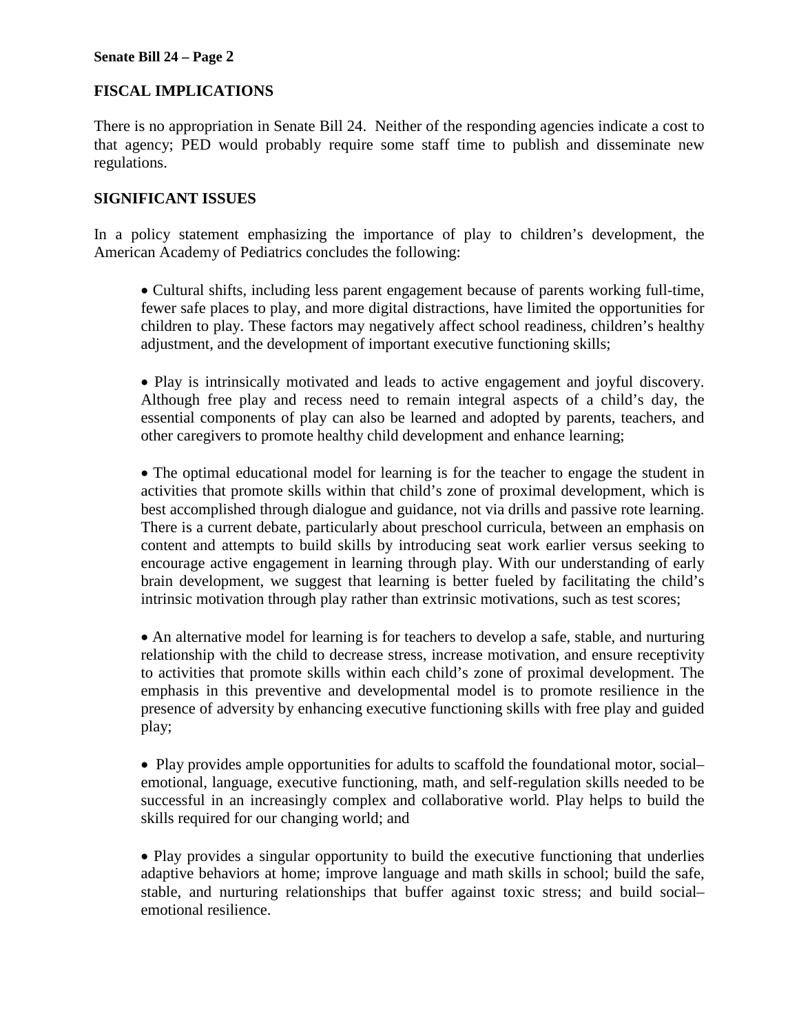## FISCAL IMPLICATIONS

There is no appropriation in Senate Bill 24. Neither of the responding agencies indicate a cost to that agency; PED would probably require some staff time to publish and disseminate new regulations.

## SIGNIFICANT ISSUES

In a policy statement emphasizing the importance of play to children's development, the American Academy of Pediatrics concludes the following:

- Cultural shifts, including less parent engagement because of parents working full-time, fewer safe places to play, and more digital distractions, have limited the opportunities for children to play. These factors may negatively affect school readiness, children's healthy adjustment, and the development of important executive functioning skills;

- Play is intrinsically motivated and leads to active engagement and joyful discovery. Although free play and recess need to remain integral aspects of a child's day, the essential components of play can also be learned and adopted by parents, teachers, and other caregivers to promote healthy child development and enhance learning;

- The optimal educational model for learning is for the teacher to engage the student in activities that promote skills within that child's zone of proximal development, which is best accomplished through dialogue and guidance, not via drills and passive rote learning. There is a current debate, particularly about preschool curricula, between an emphasis on content and attempts to build skills by introducing seat work earlier versus seeking to encourage active engagement in learning through play. With our understanding of early brain development, we suggest that learning is better fueled by facilitating the child's intrinsic motivation through play rather than extrinsic motivations, such as test scores;

- An alternative model for learning is for teachers to develop a safe, stable, and nurturing relationship with the child to decrease stress, increase motivation, and ensure receptivity to activities that promote skills within each child's zone of proximal development. The emphasis in this preventive and developmental model is to promote resilience in the presence of adversity by enhancing executive functioning skills with free play and guided play;

- Play provides ample opportunities for adults to scaffold the foundational motor, social–emotional, language, executive functioning, math, and self-regulation skills needed to be successful in an increasingly complex and collaborative world. Play helps to build the skills required for our changing world; and

- Play provides a singular opportunity to build the executive functioning that underlies adaptive behaviors at home; improve language and math skills in school; build the safe, stable, and nurturing relationships that buffer against toxic stress; and build social–emotional resilience.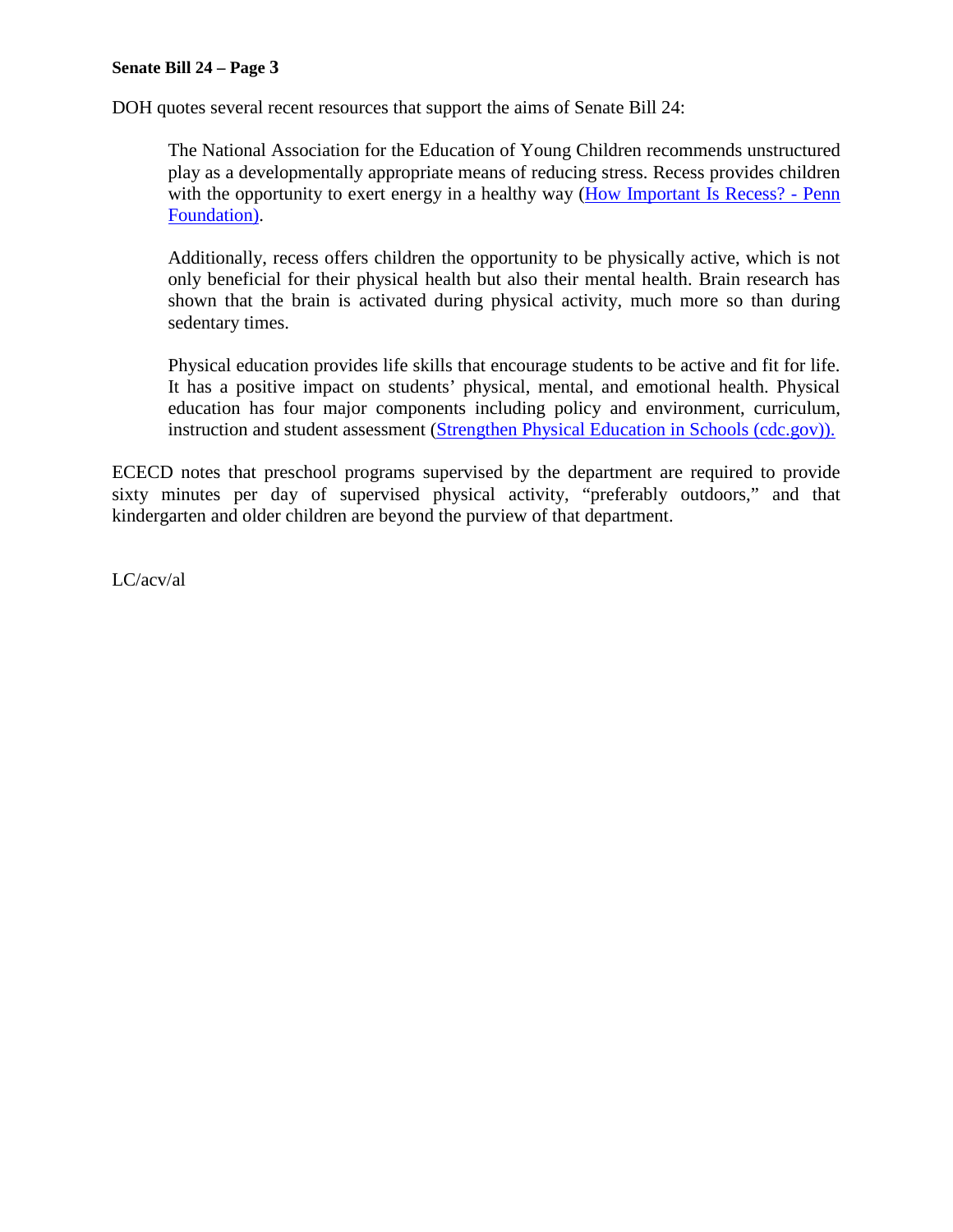DOH quotes several recent resources that support the aims of Senate Bill 24:

> The National Association for the Education of Young Children recommends unstructured play as a developmentally appropriate means of reducing stress. Recess provides children with the opportunity to exert energy in a healthy way (How Important Is Recess? - Penn Foundation).
>
> Additionally, recess offers children the opportunity to be physically active, which is not only beneficial for their physical health but also their mental health. Brain research has shown that the brain is activated during physical activity, much more so than during sedentary times.
>
> Physical education provides life skills that encourage students to be active and fit for life. It has a positive impact on students' physical, mental, and emotional health. Physical education has four major components including policy and environment, curriculum, instruction and student assessment (Strengthen Physical Education in Schools (cdc.gov)).

ECECD notes that preschool programs supervised by the department are required to provide sixty minutes per day of supervised physical activity, "preferably outdoors," and that kindergarten and older children are beyond the purview of that department.

LC/acv/al